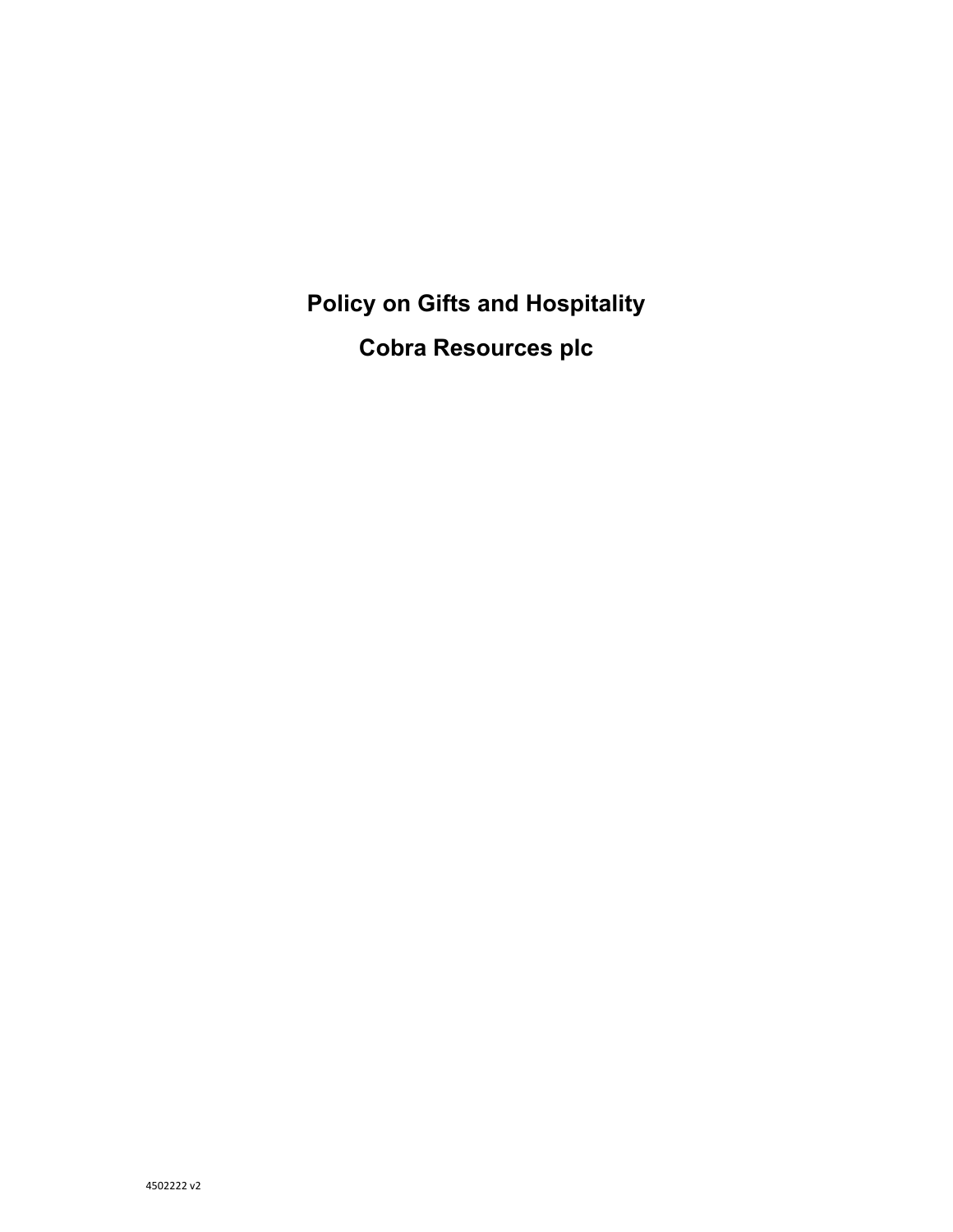# Policy on Gifts and Hospitality

# Cobra Resources plc

4502222 v2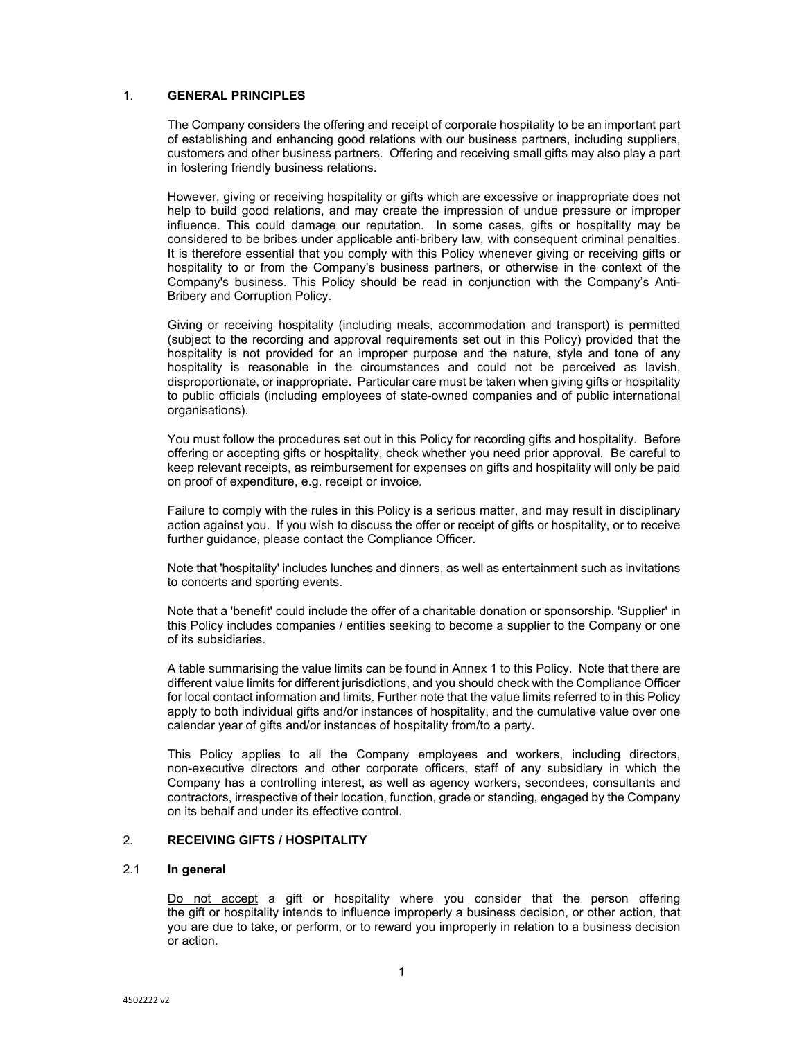## 1. GENERAL PRINCIPLES

The Company considers the offering and receipt of corporate hospitality to be an important part of establishing and enhancing good relations with our business partners, including suppliers, customers and other business partners. Offering and receiving small gifts may also play a part in fostering friendly business relations.

However, giving or receiving hospitality or gifts which are excessive or inappropriate does not help to build good relations, and may create the impression of undue pressure or improper influence. This could damage our reputation. In some cases, gifts or hospitality may be considered to be bribes under applicable anti-bribery law, with consequent criminal penalties. It is therefore essential that you comply with this Policy whenever giving or receiving gifts or hospitality to or from the Company's business partners, or otherwise in the context of the Company's business. This Policy should be read in conjunction with the Company's Anti-Bribery and Corruption Policy.

Giving or receiving hospitality (including meals, accommodation and transport) is permitted (subject to the recording and approval requirements set out in this Policy) provided that the hospitality is not provided for an improper purpose and the nature, style and tone of any hospitality is reasonable in the circumstances and could not be perceived as lavish, disproportionate, or inappropriate. Particular care must be taken when giving gifts or hospitality to public officials (including employees of state-owned companies and of public international organisations).

You must follow the procedures set out in this Policy for recording gifts and hospitality. Before offering or accepting gifts or hospitality, check whether you need prior approval. Be careful to keep relevant receipts, as reimbursement for expenses on gifts and hospitality will only be paid on proof of expenditure, e.g. receipt or invoice.

Failure to comply with the rules in this Policy is a serious matter, and may result in disciplinary action against you. If you wish to discuss the offer or receipt of gifts or hospitality, or to receive further guidance, please contact the Compliance Officer.

Note that 'hospitality' includes lunches and dinners, as well as entertainment such as invitations to concerts and sporting events.

Note that a 'benefit' could include the offer of a charitable donation or sponsorship. 'Supplier' in this Policy includes companies / entities seeking to become a supplier to the Company or one of its subsidiaries.

A table summarising the value limits can be found in Annex 1 to this Policy. Note that there are different value limits for different jurisdictions, and you should check with the Compliance Officer for local contact information and limits. Further note that the value limits referred to in this Policy apply to both individual gifts and/or instances of hospitality, and the cumulative value over one calendar year of gifts and/or instances of hospitality from/to a party.

This Policy applies to all the Company employees and workers, including directors, non-executive directors and other corporate officers, staff of any subsidiary in which the Company has a controlling interest, as well as agency workers, secondees, consultants and contractors, irrespective of their location, function, grade or standing, engaged by the Company on its behalf and under its effective control.

## 2. RECEIVING GIFTS / HOSPITALITY

### 2.1 In general

Do not accept a gift or hospitality where you consider that the person offering the gift or hospitality intends to influence improperly a business decision, or other action, that you are due to take, or perform, or to reward you improperly in relation to a business decision or action.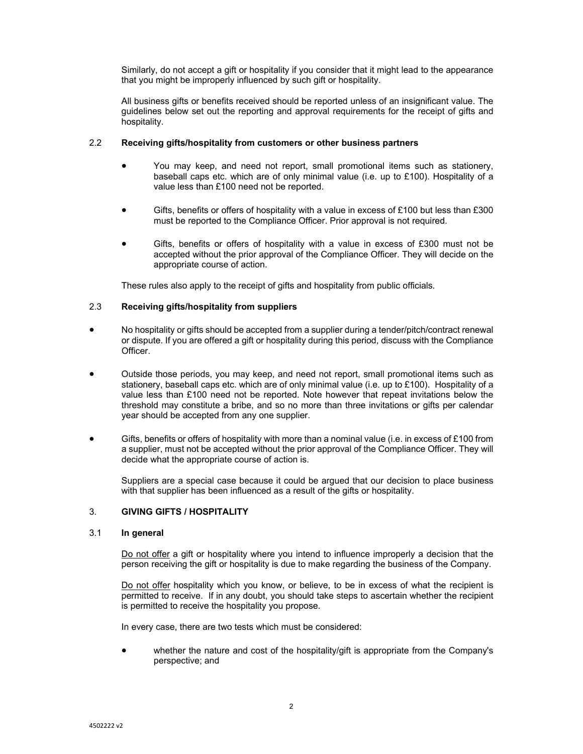Similarly, do not accept a gift or hospitality if you consider that it might lead to the appearance that you might be improperly influenced by such gift or hospitality.

All business gifts or benefits received should be reported unless of an insignificant value. The guidelines below set out the reporting and approval requirements for the receipt of gifts and hospitality.

### 2.2 Receiving gifts/hospitality from customers or other business partners

- You may keep, and need not report, small promotional items such as stationery, baseball caps etc. which are of only minimal value (i.e. up to £100). Hospitality of a value less than £100 need not be reported.
- Gifts, benefits or offers of hospitality with a value in excess of £100 but less than £300 must be reported to the Compliance Officer. Prior approval is not required.
- Gifts, benefits or offers of hospitality with a value in excess of £300 must not be accepted without the prior approval of the Compliance Officer. They will decide on the appropriate course of action.

These rules also apply to the receipt of gifts and hospitality from public officials.

### 2.3 Receiving gifts/hospitality from suppliers

- No hospitality or gifts should be accepted from a supplier during a tender/pitch/contract renewal or dispute. If you are offered a gift or hospitality during this period, discuss with the Compliance Officer.
- Outside those periods, you may keep, and need not report, small promotional items such as stationery, baseball caps etc. which are of only minimal value (i.e. up to £100). Hospitality of a value less than £100 need not be reported. Note however that repeat invitations below the threshold may constitute a bribe, and so no more than three invitations or gifts per calendar year should be accepted from any one supplier.
- Gifts, benefits or offers of hospitality with more than a nominal value (i.e. in excess of £100 from a supplier, must not be accepted without the prior approval of the Compliance Officer. They will decide what the appropriate course of action is.

Suppliers are a special case because it could be argued that our decision to place business with that supplier has been influenced as a result of the gifts or hospitality.

## 3. GIVING GIFTS / HOSPITALITY

### 3.1 In general

Do not offer a gift or hospitality where you intend to influence improperly a decision that the person receiving the gift or hospitality is due to make regarding the business of the Company.

Do not offer hospitality which you know, or believe, to be in excess of what the recipient is permitted to receive. If in any doubt, you should take steps to ascertain whether the recipient is permitted to receive the hospitality you propose.

In every case, there are two tests which must be considered:

- whether the nature and cost of the hospitality/gift is appropriate from the Company's perspective; and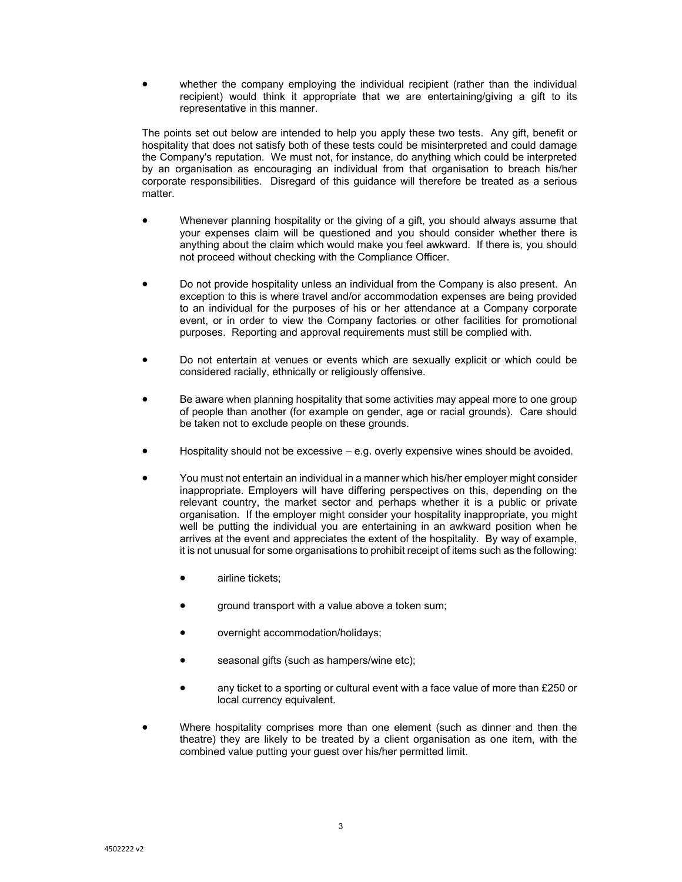- whether the company employing the individual recipient (rather than the individual recipient) would think it appropriate that we are entertaining/giving a gift to its representative in this manner.

The points set out below are intended to help you apply these two tests. Any gift, benefit or hospitality that does not satisfy both of these tests could be misinterpreted and could damage the Company's reputation. We must not, for instance, do anything which could be interpreted by an organisation as encouraging an individual from that organisation to breach his/her corporate responsibilities. Disregard of this guidance will therefore be treated as a serious matter.

- Whenever planning hospitality or the giving of a gift, you should always assume that your expenses claim will be questioned and you should consider whether there is anything about the claim which would make you feel awkward. If there is, you should not proceed without checking with the Compliance Officer.

- Do not provide hospitality unless an individual from the Company is also present. An exception to this is where travel and/or accommodation expenses are being provided to an individual for the purposes of his or her attendance at a Company corporate event, or in order to view the Company factories or other facilities for promotional purposes. Reporting and approval requirements must still be complied with.

- Do not entertain at venues or events which are sexually explicit or which could be considered racially, ethnically or religiously offensive.

- Be aware when planning hospitality that some activities may appeal more to one group of people than another (for example on gender, age or racial grounds). Care should be taken not to exclude people on these grounds.

- Hospitality should not be excessive – e.g. overly expensive wines should be avoided.

- You must not entertain an individual in a manner which his/her employer might consider inappropriate. Employers will have differing perspectives on this, depending on the relevant country, the market sector and perhaps whether it is a public or private organisation. If the employer might consider your hospitality inappropriate, you might well be putting the individual you are entertaining in an awkward position when he arrives at the event and appreciates the extent of the hospitality. By way of example, it is not unusual for some organisations to prohibit receipt of items such as the following:

  - airline tickets;

  - ground transport with a value above a token sum;

  - overnight accommodation/holidays;

  - seasonal gifts (such as hampers/wine etc);

  - any ticket to a sporting or cultural event with a face value of more than £250 or local currency equivalent.

- Where hospitality comprises more than one element (such as dinner and then the theatre) they are likely to be treated by a client organisation as one item, with the combined value putting your guest over his/her permitted limit.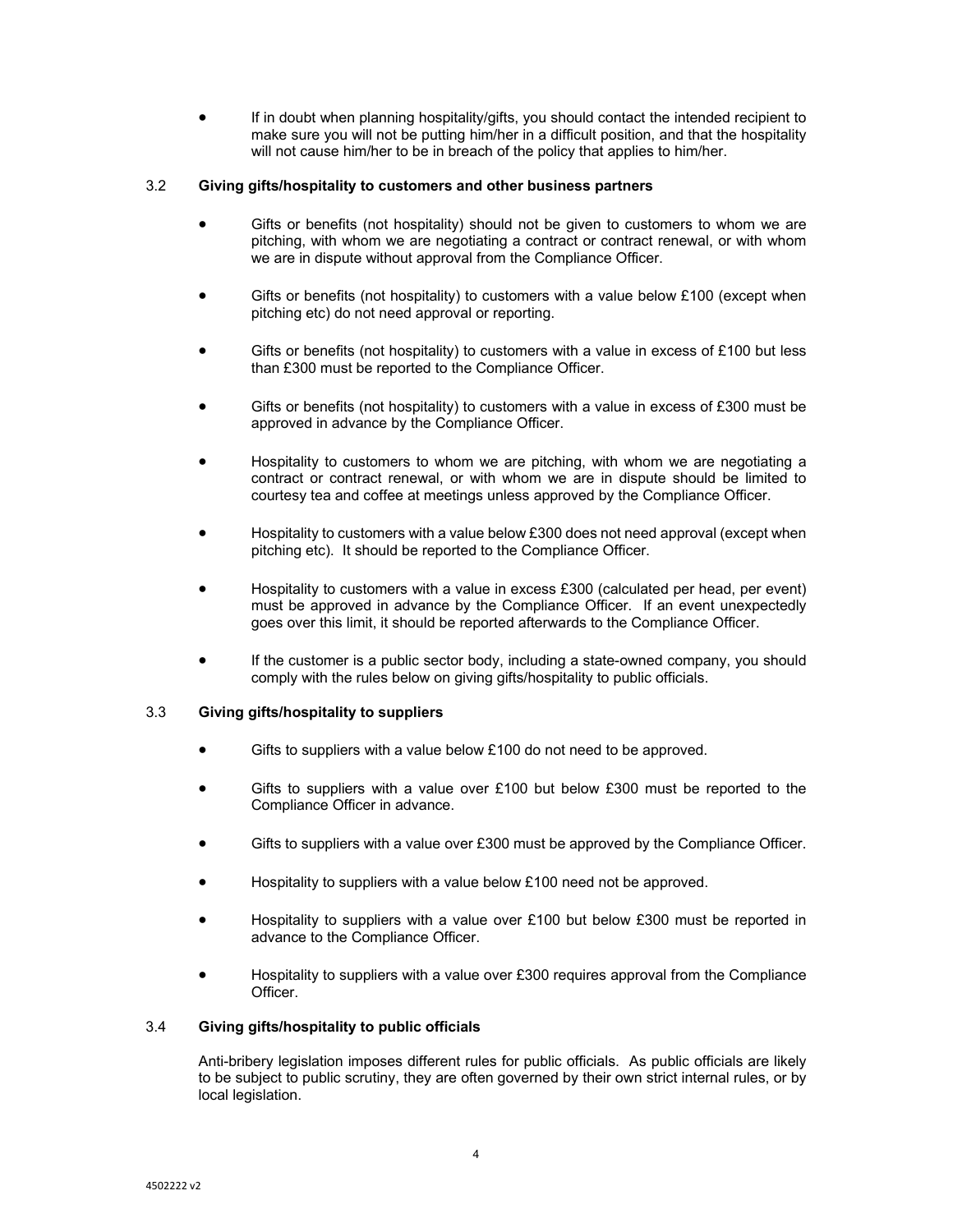- If in doubt when planning hospitality/gifts, you should contact the intended recipient to make sure you will not be putting him/her in a difficult position, and that the hospitality will not cause him/her to be in breach of the policy that applies to him/her.

### 3.2 Giving gifts/hospitality to customers and other business partners

- Gifts or benefits (not hospitality) should not be given to customers to whom we are pitching, with whom we are negotiating a contract or contract renewal, or with whom we are in dispute without approval from the Compliance Officer.
- Gifts or benefits (not hospitality) to customers with a value below £100 (except when pitching etc) do not need approval or reporting.
- Gifts or benefits (not hospitality) to customers with a value in excess of £100 but less than £300 must be reported to the Compliance Officer.
- Gifts or benefits (not hospitality) to customers with a value in excess of £300 must be approved in advance by the Compliance Officer.
- Hospitality to customers to whom we are pitching, with whom we are negotiating a contract or contract renewal, or with whom we are in dispute should be limited to courtesy tea and coffee at meetings unless approved by the Compliance Officer.
- Hospitality to customers with a value below £300 does not need approval (except when pitching etc). It should be reported to the Compliance Officer.
- Hospitality to customers with a value in excess £300 (calculated per head, per event) must be approved in advance by the Compliance Officer. If an event unexpectedly goes over this limit, it should be reported afterwards to the Compliance Officer.
- If the customer is a public sector body, including a state-owned company, you should comply with the rules below on giving gifts/hospitality to public officials.

### 3.3 Giving gifts/hospitality to suppliers

- Gifts to suppliers with a value below £100 do not need to be approved.
- Gifts to suppliers with a value over £100 but below £300 must be reported to the Compliance Officer in advance.
- Gifts to suppliers with a value over £300 must be approved by the Compliance Officer.
- Hospitality to suppliers with a value below £100 need not be approved.
- Hospitality to suppliers with a value over £100 but below £300 must be reported in advance to the Compliance Officer.
- Hospitality to suppliers with a value over £300 requires approval from the Compliance Officer.

### 3.4 Giving gifts/hospitality to public officials

Anti-bribery legislation imposes different rules for public officials. As public officials are likely to be subject to public scrutiny, they are often governed by their own strict internal rules, or by local legislation.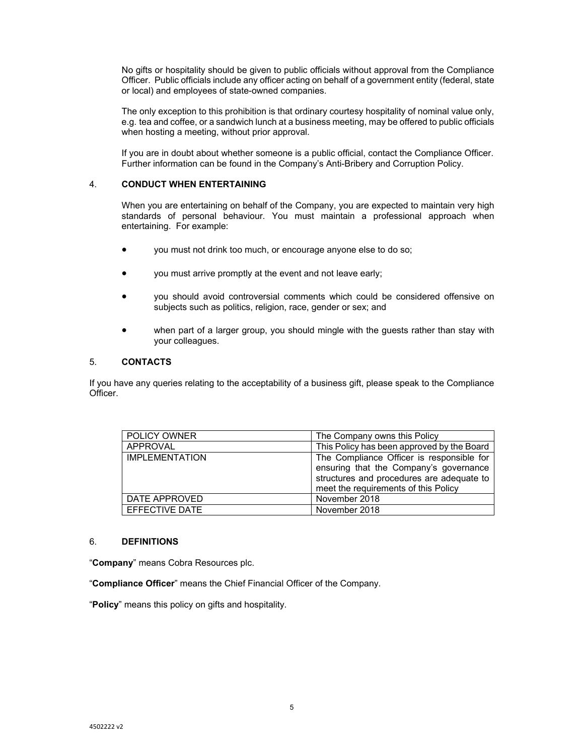No gifts or hospitality should be given to public officials without approval from the Compliance Officer. Public officials include any officer acting on behalf of a government entity (federal, state or local) and employees of state-owned companies.

The only exception to this prohibition is that ordinary courtesy hospitality of nominal value only, e.g. tea and coffee, or a sandwich lunch at a business meeting, may be offered to public officials when hosting a meeting, without prior approval.

If you are in doubt about whether someone is a public official, contact the Compliance Officer. Further information can be found in the Company's Anti-Bribery and Corruption Policy.

## 4. CONDUCT WHEN ENTERTAINING

When you are entertaining on behalf of the Company, you are expected to maintain very high standards of personal behaviour. You must maintain a professional approach when entertaining. For example:

- you must not drink too much, or encourage anyone else to do so;
- you must arrive promptly at the event and not leave early;
- you should avoid controversial comments which could be considered offensive on subjects such as politics, religion, race, gender or sex; and
- when part of a larger group, you should mingle with the guests rather than stay with your colleagues.

## 5. CONTACTS

If you have any queries relating to the acceptability of a business gift, please speak to the Compliance Officer.

| POLICY OWNER | The Company owns this Policy |
|---|---|
| APPROVAL | This Policy has been approved by the Board |
| IMPLEMENTATION | The Compliance Officer is responsible for ensuring that the Company's governance structures and procedures are adequate to meet the requirements of this Policy |
| DATE APPROVED | November 2018 |
| EFFECTIVE DATE | November 2018 |

## 6. DEFINITIONS

"**Company**" means Cobra Resources plc.

"**Compliance Officer**" means the Chief Financial Officer of the Company.

"**Policy**" means this policy on gifts and hospitality.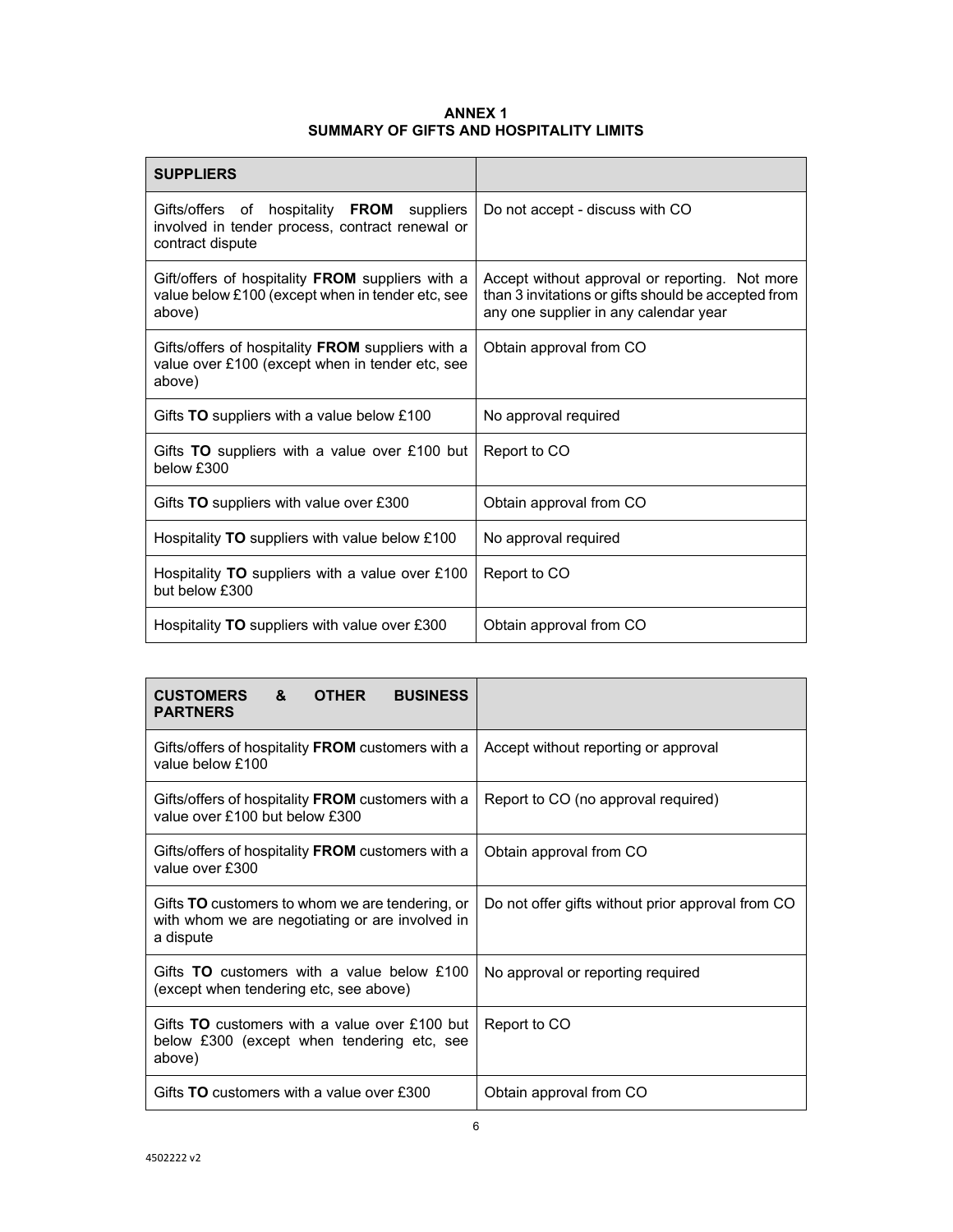# ANNEX 1
## SUMMARY OF GIFTS AND HOSPITALITY LIMITS

| **SUPPLIERS** | |
|---|---|
| Gifts/offers of hospitality **FROM** suppliers involved in tender process, contract renewal or contract dispute | Do not accept - discuss with CO |
| Gift/offers of hospitality **FROM** suppliers with a value below £100 (except when in tender etc, see above) | Accept without approval or reporting. Not more than 3 invitations or gifts should be accepted from any one supplier in any calendar year |
| Gifts/offers of hospitality **FROM** suppliers with a value over £100 (except when in tender etc, see above) | Obtain approval from CO |
| Gifts **TO** suppliers with a value below £100 | No approval required |
| Gifts **TO** suppliers with a value over £100 but below £300 | Report to CO |
| Gifts **TO** suppliers with value over £300 | Obtain approval from CO |
| Hospitality **TO** suppliers with value below £100 | No approval required |
| Hospitality **TO** suppliers with a value over £100 but below £300 | Report to CO |
| Hospitality **TO** suppliers with value over £300 | Obtain approval from CO |

| **CUSTOMERS & OTHER BUSINESS PARTNERS** | |
|---|---|
| Gifts/offers of hospitality **FROM** customers with a value below £100 | Accept without reporting or approval |
| Gifts/offers of hospitality **FROM** customers with a value over £100 but below £300 | Report to CO (no approval required) |
| Gifts/offers of hospitality **FROM** customers with a value over £300 | Obtain approval from CO |
| Gifts **TO** customers to whom we are tendering, or with whom we are negotiating or are involved in a dispute | Do not offer gifts without prior approval from CO |
| Gifts **TO** customers with a value below £100 (except when tendering etc, see above) | No approval or reporting required |
| Gifts **TO** customers with a value over £100 but below £300 (except when tendering etc, see above) | Report to CO |
| Gifts **TO** customers with a value over £300 | Obtain approval from CO |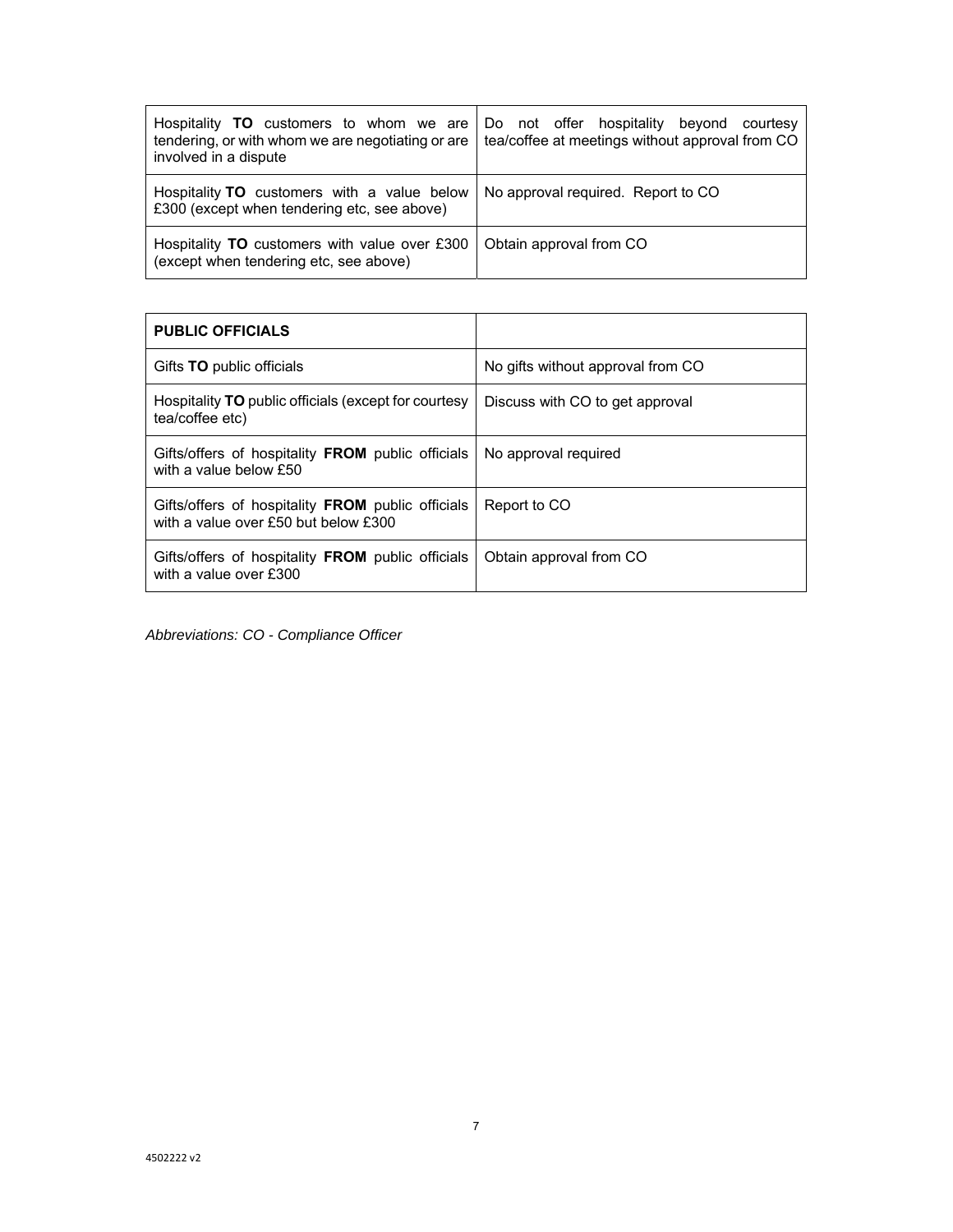| | |
|---|---|
| Hospitality **TO** customers to whom we are tendering, or with whom we are negotiating or are involved in a dispute | Do not offer hospitality beyond courtesy tea/coffee at meetings without approval from CO |
| Hospitality **TO** customers with a value below £300 (except when tendering etc, see above) | No approval required. Report to CO |
| Hospitality **TO** customers with value over £300 (except when tendering etc, see above) | Obtain approval from CO |

| **PUBLIC OFFICIALS** | |
|---|---|
| Gifts **TO** public officials | No gifts without approval from CO |
| Hospitality **TO** public officials (except for courtesy tea/coffee etc) | Discuss with CO to get approval |
| Gifts/offers of hospitality **FROM** public officials with a value below £50 | No approval required |
| Gifts/offers of hospitality **FROM** public officials with a value over £50 but below £300 | Report to CO |
| Gifts/offers of hospitality **FROM** public officials with a value over £300 | Obtain approval from CO |

*Abbreviations: CO - Compliance Officer*